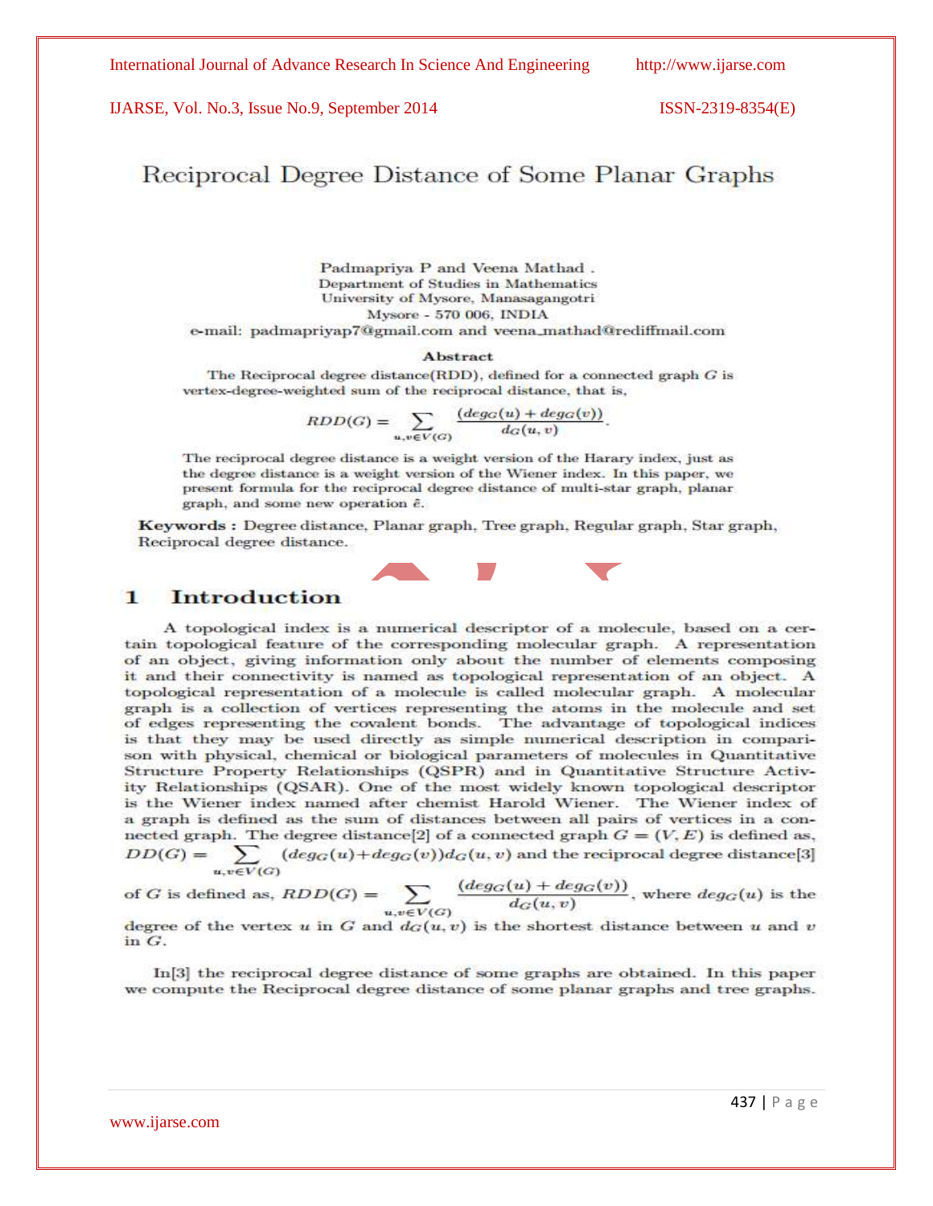# Reciprocal Degree Distance of Some Planar Graphs

Padmapriya P and Veena Mathad .
Department of Studies in Mathematics
University of Mysore, Manasagangotri
Mysore - 570 006, INDIA
e-mail: padmapriyap7@gmail.com and veena_mathad@rediffmail.com

## Abstract

The Reciprocal degree distance(RDD), defined for a connected graph $G$ is vertex-degree-weighted sum of the reciprocal distance, that is,

$$RDD(G) = \sum_{u,v \in V(G)} \frac{(deg_G(u) + deg_G(v))}{d_G(u,v)}.$$

The reciprocal degree distance is a weight version of the Harary index, just as the degree distance is a weight version of the Wiener index. In this paper, we present formula for the reciprocal degree distance of multi-star graph, planar graph, and some new operation $\hat{e}$.

**Keywords :** Degree distance, Planar graph, Tree graph, Regular graph, Star graph, Reciprocal degree distance.

## 1 Introduction

A topological index is a numerical descriptor of a molecule, based on a certain topological feature of the corresponding molecular graph. A representation of an object, giving information only about the number of elements composing it and their connectivity is named as topological representation of an object. A topological representation of a molecule is called molecular graph. A molecular graph is a collection of vertices representing the atoms in the molecule and set of edges representing the covalent bonds. The advantage of topological indices is that they may be used directly as simple numerical description in comparison with physical, chemical or biological parameters of molecules in Quantitative Structure Property Relationships (QSPR) and in Quantitative Structure Activity Relationships (QSAR). One of the most widely known topological descriptor is the Wiener index named after chemist Harold Wiener. The Wiener index of a graph is defined as the sum of distances between all pairs of vertices in a connected graph. The degree distance[2] of a connected graph $G = (V, E)$ is defined as, $DD(G) = \sum_{u,v \in V(G)} (deg_G(u) + deg_G(v))d_G(u,v)$ and the reciprocal degree distance[3] of $G$ is defined as, $RDD(G) = \sum_{u,v \in V(G)} \frac{(deg_G(u) + deg_G(v))}{d_G(u,v)}$, where $deg_G(u)$ is the degree of the vertex $u$ in $G$ and $d_G(u,v)$ is the shortest distance between $u$ and $v$ in $G$.

In[3] the reciprocal degree distance of some graphs are obtained. In this paper we compute the Reciprocal degree distance of some planar graphs and tree graphs.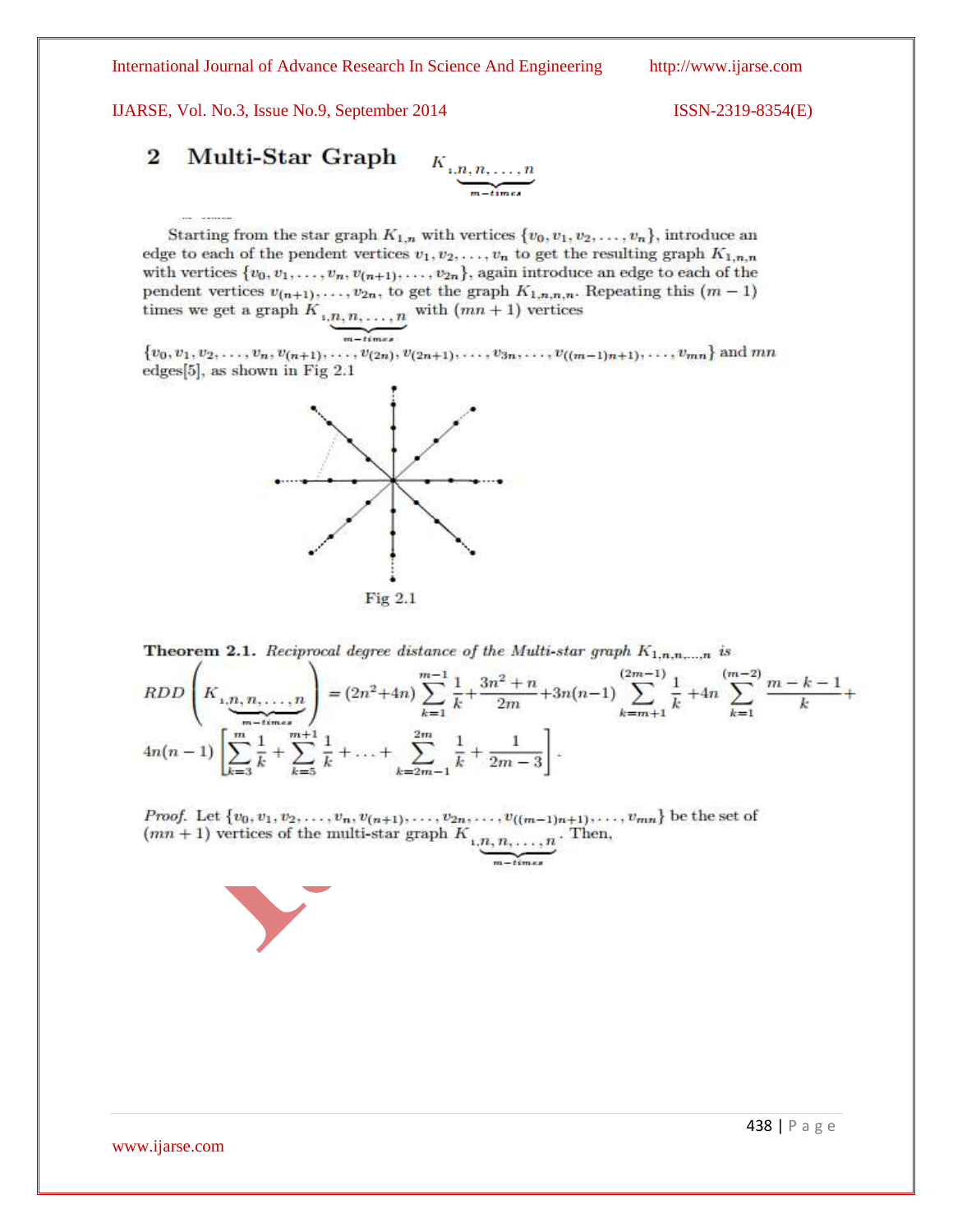## 2 Multi-Star Graph $K_{\underbrace{1,n,n,\ldots,n}_{m-times}}$

Starting from the star graph $K_{1,n}$ with vertices $\{v_0, v_1, v_2, \ldots, v_n\}$, introduce an edge to each of the pendent vertices $v_1, v_2, \ldots, v_n$ to get the resulting graph $K_{1,n,n}$ with vertices $\{v_0, v_1, \ldots, v_n, v_{(n+1)}, \ldots, v_{2n}\}$, again introduce an edge to each of the pendent vertices $v_{(n+1)}, \ldots, v_{2n}$, to get the graph $K_{1,n,n,n}$. Repeating this $(m-1)$ times we get a graph $K_{\underbrace{1,n,n,\ldots,n}_{m-times}}$ with $(mn+1)$ vertices

$\{v_0, v_1, v_2, \ldots, v_n, v_{(n+1)}, \ldots, v_{(2n)}, v_{(2n+1)}, \ldots, v_{3n}, \ldots, v_{((m-1)n+1)}, \ldots, v_{mn}\}$ and $mn$ edges[5], as shown in Fig 2.1

Fig 2.1

**Theorem 2.1.** *Reciprocal degree distance of the Multi-star graph $K_{1,n,n,\ldots,n}$ is*

$$RDD\left(K_{\underbrace{1,n,n,\ldots,n}_{m-times}}\right) = (2n^2+4n)\sum_{k=1}^{m-1}\frac{1}{k} + \frac{3n^2+n}{2m} + 3n(n-1)\sum_{k=m+1}^{(2m-1)}\frac{1}{k} + 4n\sum_{k=1}^{(m-2)}\frac{m-k-1}{k} +$$
$$4n(n-1)\left[\sum_{k=3}^{m}\frac{1}{k} + \sum_{k=5}^{m+1}\frac{1}{k} + \ldots + \sum_{k=2m-1}^{2m}\frac{1}{k} + \frac{1}{2m-3}\right].$$

*Proof.* Let $\{v_0, v_1, v_2, \ldots, v_n, v_{(n+1)}, \ldots, v_{2n}, \ldots, v_{((m-1)n+1)}, \ldots, v_{mn}\}$ be the set of $(mn+1)$ vertices of the multi-star graph $K_{\underbrace{1,n,n,\ldots,n}_{m-times}}$. Then,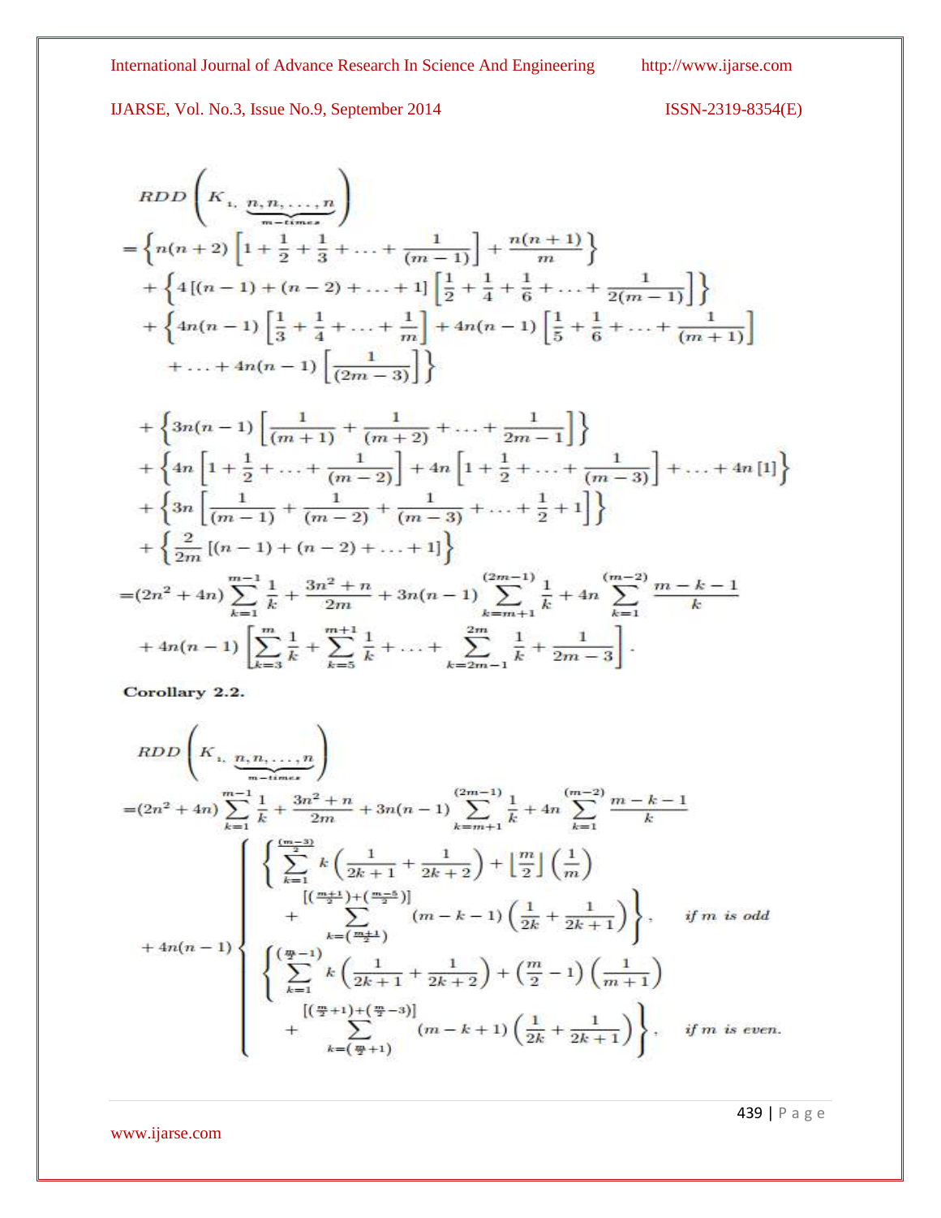$$
\begin{aligned}
&RDD\left(K_{1,\underbrace{n,n,\ldots,n}_{m-times}}\right)\\
&=\left\{n(n+2)\left[1+\frac{1}{2}+\frac{1}{3}+\ldots+\frac{1}{(m-1)}\right]+\frac{n(n+1)}{m}\right\}\\
&\quad+\left\{4\left[(n-1)+(n-2)+\ldots+1\right]\left[\frac{1}{2}+\frac{1}{4}+\frac{1}{6}+\ldots+\frac{1}{2(m-1)}\right]\right\}\\
&\quad+\left\{4n(n-1)\left[\frac{1}{3}+\frac{1}{4}+\ldots+\frac{1}{m}\right]+4n(n-1)\left[\frac{1}{5}+\frac{1}{6}+\ldots+\frac{1}{(m+1)}\right]\right.\\
&\qquad\left.+\ldots+4n(n-1)\left[\frac{1}{(2m-3)}\right]\right\}\\
&\quad+\left\{3n(n-1)\left[\frac{1}{(m+1)}+\frac{1}{(m+2)}+\ldots+\frac{1}{2m-1}\right]\right\}\\
&\quad+\left\{4n\left[1+\frac{1}{2}+\ldots+\frac{1}{(m-2)}\right]+4n\left[1+\frac{1}{2}+\ldots+\frac{1}{(m-3)}\right]+\ldots+4n\left[1\right]\right\}\\
&\quad+\left\{3n\left[\frac{1}{(m-1)}+\frac{1}{(m-2)}+\frac{1}{(m-3)}+\ldots+\frac{1}{2}+1\right]\right\}\\
&\quad+\left\{\frac{2}{2m}\left[(n-1)+(n-2)+\ldots+1\right]\right\}\\
&=(2n^2+4n)\sum_{k=1}^{m-1}\frac{1}{k}+\frac{3n^2+n}{2m}+3n(n-1)\sum_{k=m+1}^{(2m-1)}\frac{1}{k}+4n\sum_{k=1}^{(m-2)}\frac{m-k-1}{k}\\
&\quad+4n(n-1)\left[\sum_{k=3}^{m}\frac{1}{k}+\sum_{k=5}^{m+1}\frac{1}{k}+\ldots+\sum_{k=2m-1}^{2m}\frac{1}{k}+\frac{1}{2m-3}\right].
\end{aligned}
$$

**Corollary 2.2.**

$$
\begin{aligned}
&RDD\left(K_{1,\underbrace{n,n,\ldots,n}_{m-times}}\right)\\
&=(2n^2+4n)\sum_{k=1}^{m-1}\frac{1}{k}+\frac{3n^2+n}{2m}+3n(n-1)\sum_{k=m+1}^{(2m-1)}\frac{1}{k}+4n\sum_{k=1}^{(m-2)}\frac{m-k-1}{k}\\
&\quad+4n(n-1)\begin{cases}
\left\{\displaystyle\sum_{k=1}^{\frac{(m-3)}{2}}k\left(\frac{1}{2k+1}+\frac{1}{2k+2}\right)+\left\lfloor\frac{m}{2}\right\rfloor\left(\frac{1}{m}\right)\right.\\
\qquad\left.+\displaystyle\sum_{k=(\frac{m+1}{2})}^{[(\frac{m+1}{2})+(\frac{m-5}{2})]}(m-k-1)\left(\frac{1}{2k}+\frac{1}{2k+1}\right)\right\}, & \textit{if } m \textit{ is odd}\\
\left\{\displaystyle\sum_{k=1}^{(\frac{m}{2}-1)}k\left(\frac{1}{2k+1}+\frac{1}{2k+2}\right)+\left(\frac{m}{2}-1\right)\left(\frac{1}{m+1}\right)\right.\\
\qquad\left.+\displaystyle\sum_{k=(\frac{m}{2}+1)}^{[(\frac{m}{2}+1)+(\frac{m}{2}-3)]}(m-k+1)\left(\frac{1}{2k}+\frac{1}{2k+1}\right)\right\}, & \textit{if } m \textit{ is even.}
\end{cases}
\end{aligned}
$$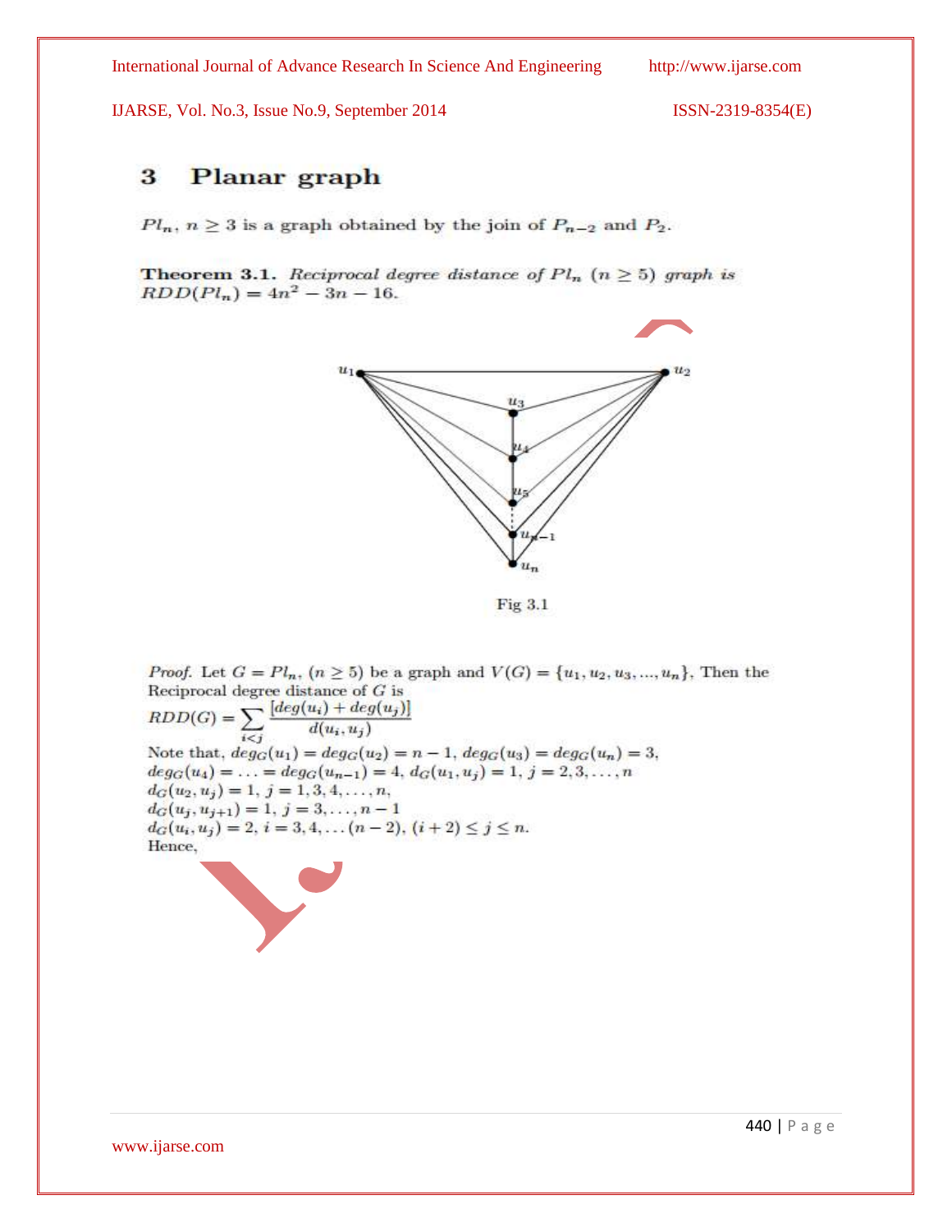## 3 Planar graph

$Pl_n$, $n \geq 3$ is a graph obtained by the join of $P_{n-2}$ and $P_2$.

**Theorem 3.1.** *Reciprocal degree distance of* $Pl_n$ $(n \geq 5)$ *graph is* $RDD(Pl_n) = 4n^2 - 3n - 16$.

Fig 3.1

*Proof.* Let $G = Pl_n$, $(n \geq 5)$ be a graph and $V(G) = \{u_1, u_2, u_3, ..., u_n\}$. Then the Reciprocal degree distance of $G$ is

$$RDD(G) = \sum_{i<j} \frac{[deg(u_i) + deg(u_j)]}{d(u_i, u_j)}$$

Note that, $deg_G(u_1) = deg_G(u_2) = n - 1$, $deg_G(u_3) = deg_G(u_n) = 3$,
$deg_G(u_4) = \ldots = deg_G(u_{n-1}) = 4$, $d_G(u_1, u_j) = 1$, $j = 2, 3, \ldots, n$
$d_G(u_2, u_j) = 1$, $j = 1, 3, 4, \ldots, n$,
$d_G(u_j, u_{j+1}) = 1$, $j = 3, \ldots, n - 1$
$d_G(u_i, u_j) = 2$, $i = 3, 4, \ldots (n - 2)$, $(i + 2) \leq j \leq n$.
Hence,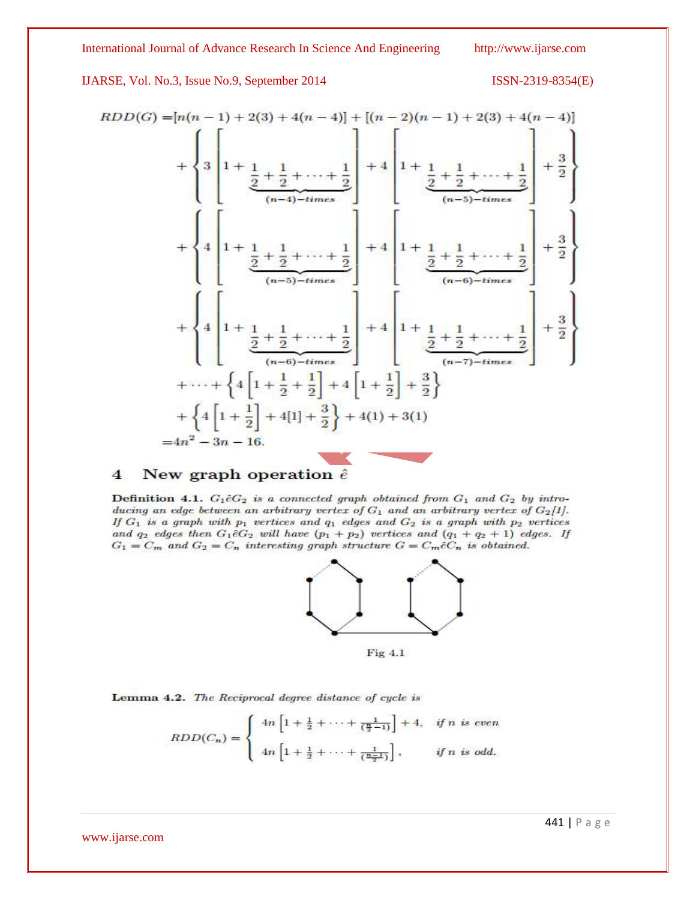$$
\begin{aligned}
RDD(G) =& [n(n-1) + 2(3) + 4(n-4)] + [(n-2)(n-1) + 2(3) + 4(n-4)] \\
&+ \left\{ 3\left[1 + \underbrace{\frac{1}{2} + \frac{1}{2} + \cdots + \frac{1}{2}}_{(n-4)-times}\right] + 4\left[1 + \underbrace{\frac{1}{2} + \frac{1}{2} + \cdots + \frac{1}{2}}_{(n-5)-times}\right] + \frac{3}{2} \right\} \\
&+ \left\{ 4\left[1 + \underbrace{\frac{1}{2} + \frac{1}{2} + \cdots + \frac{1}{2}}_{(n-5)-times}\right] + 4\left[1 + \underbrace{\frac{1}{2} + \frac{1}{2} + \cdots + \frac{1}{2}}_{(n-6)-times}\right] + \frac{3}{2} \right\} \\
&+ \left\{ 4\left[1 + \underbrace{\frac{1}{2} + \frac{1}{2} + \cdots + \frac{1}{2}}_{(n-6)-times}\right] + 4\left[1 + \underbrace{\frac{1}{2} + \frac{1}{2} + \cdots + \frac{1}{2}}_{(n-7)-times}\right] + \frac{3}{2} \right\} \\
&+ \cdots + \left\{ 4\left[1 + \frac{1}{2} + \frac{1}{2}\right] + 4\left[1 + \frac{1}{2}\right] + \frac{3}{2} \right\} \\
&+ \left\{ 4\left[1 + \frac{1}{2}\right] + 4[1] + \frac{3}{2} \right\} + 4(1) + 3(1) \\
=& 4n^2 - 3n - 16.
\end{aligned}
$$

## 4 New graph operation $\hat{e}$

**Definition 4.1.** *$G_1\hat{e}G_2$ is a connected graph obtained from $G_1$ and $G_2$ by introducing an edge between an arbitrary vertex of $G_1$ and an arbitrary vertex of $G_2$[1]. If $G_1$ is a graph with $p_1$ vertices and $q_1$ edges and $G_2$ is a graph with $p_2$ vertices and $q_2$ edges then $G_1\hat{e}G_2$ will have $(p_1 + p_2)$ vertices and $(q_1 + q_2 + 1)$ edges. If $G_1 = C_m$ and $G_2 = C_n$ interesting graph structure $G = C_m\hat{e}C_n$ is obtained.*

Fig 4.1

**Lemma 4.2.** *The Reciprocal degree distance of cycle is*

$$
RDD(C_n) = \begin{cases} 4n\left[1 + \frac{1}{2} + \cdots + \frac{1}{(\frac{n}{2}-1)}\right] + 4, & \text{if } n \text{ is even} \\ 4n\left[1 + \frac{1}{2} + \cdots + \frac{1}{(\frac{n-1}{2})}\right], & \text{if } n \text{ is odd.} \end{cases}
$$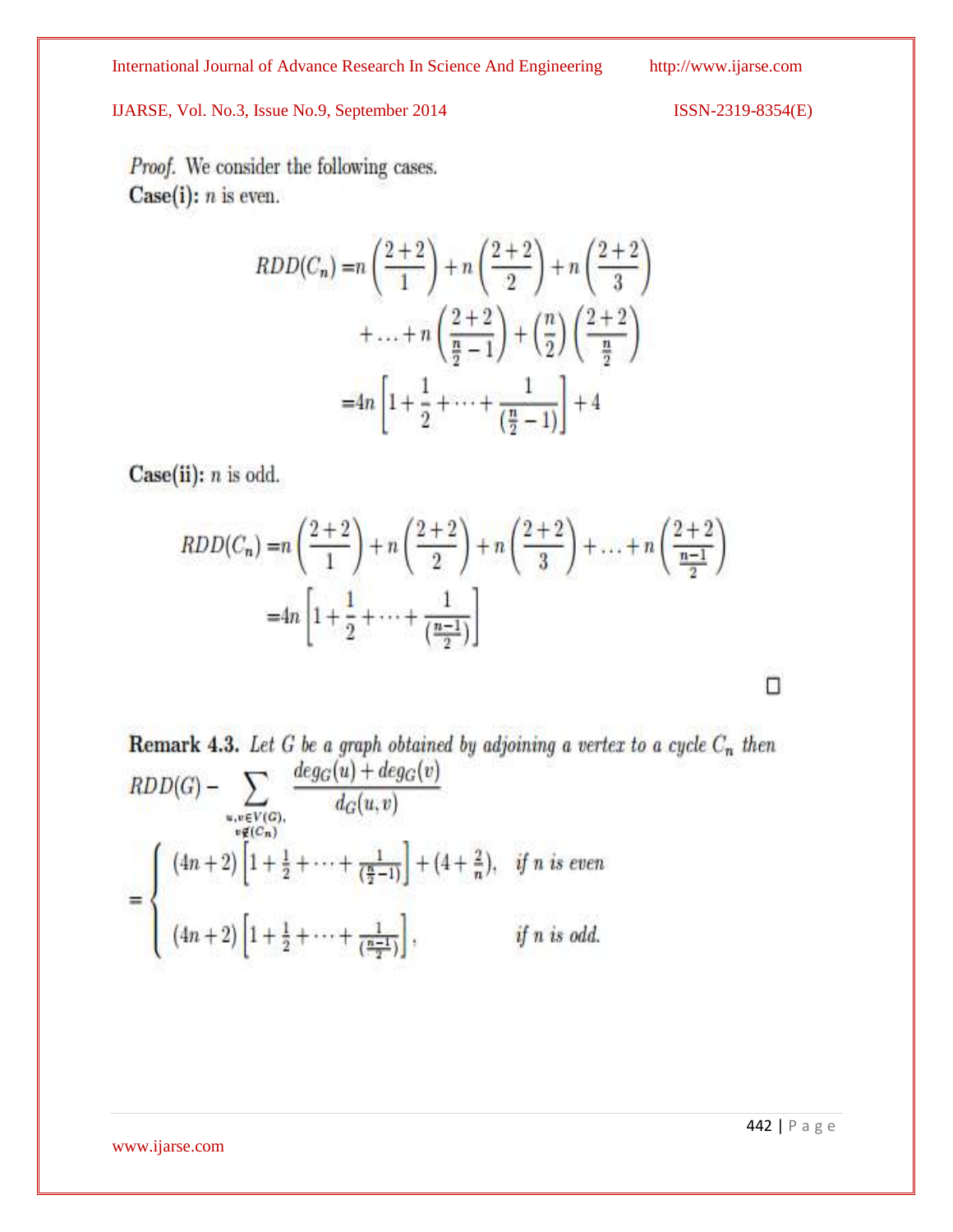*Proof.* We consider the following cases.

**Case(i):** $n$ is even.

$$RDD(C_n) = n\left(\frac{2+2}{1}\right) + n\left(\frac{2+2}{2}\right) + n\left(\frac{2+2}{3}\right) + \ldots + n\left(\frac{2+2}{\frac{n}{2}-1}\right) + \left(\frac{n}{2}\right)\left(\frac{2+2}{\frac{n}{2}}\right)$$

$$= 4n\left[1 + \frac{1}{2} + \cdots + \frac{1}{(\frac{n}{2}-1)}\right] + 4$$

**Case(ii):** $n$ is odd.

$$RDD(C_n) = n\left(\frac{2+2}{1}\right) + n\left(\frac{2+2}{2}\right) + n\left(\frac{2+2}{3}\right) + \ldots + n\left(\frac{2+2}{\frac{n-1}{2}}\right)$$

$$= 4n\left[1 + \frac{1}{2} + \cdots + \frac{1}{(\frac{n-1}{2})}\right]$$

□

**Remark 4.3.** *Let $G$ be a graph obtained by adjoining a vertex to a cycle $C_n$ then*

$$RDD(G) - \sum_{\substack{u,v \in V(G), \\ v \notin (C_n)}} \frac{deg_G(u) + deg_G(v)}{d_G(u,v)}$$

$$= \begin{cases} (4n+2)\left[1 + \frac{1}{2} + \cdots + \frac{1}{(\frac{n}{2}-1)}\right] + (4 + \frac{2}{n}), & \text{if } n \text{ is even} \\ (4n+2)\left[1 + \frac{1}{2} + \cdots + \frac{1}{(\frac{n-1}{2})}\right], & \text{if } n \text{ is odd.} \end{cases}$$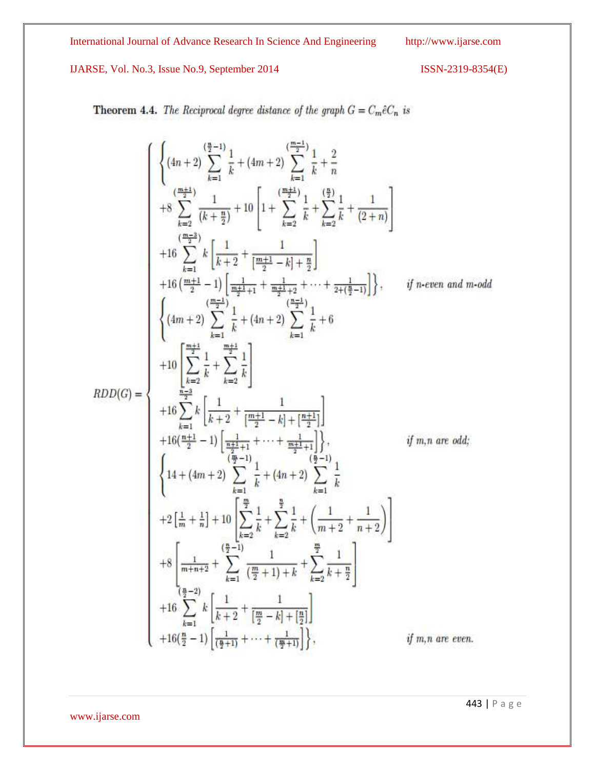**Theorem 4.4.** *The Reciprocal degree distance of the graph $G = C_m \hat{e} C_n$ is*

$$
RDD(G) = \begin{cases}
\Bigg\{(4n+2)\displaystyle\sum_{k=1}^{(\frac{n}{2}-1)}\frac{1}{k} + (4m+2)\sum_{k=1}^{(\frac{m-1}{2})}\frac{1}{k} + \frac{2}{n} \\
+8\displaystyle\sum_{k=2}^{(\frac{m+1}{2})}\frac{1}{(k+\frac{n}{2})} + 10\left[1 + \sum_{k=2}^{(\frac{m+1}{2})}\frac{1}{k} + \sum_{k=2}^{(\frac{n}{2})}\frac{1}{k} + \frac{1}{(2+n)}\right] \\
+16\displaystyle\sum_{k=1}^{(\frac{m-3}{2})} k\left[\frac{1}{k+2} + \frac{1}{[\frac{m+1}{2}-k]+\frac{n}{2}}\right] \\
+16\left(\frac{m+1}{2}-1\right)\left[\frac{1}{\frac{m+1}{2}+1} + \frac{1}{\frac{m+1}{2}+2} + \cdots + \frac{1}{2+(\frac{n}{2}-1)}\right]\Bigg\}, & \text{if } n\text{-even and } m\text{-odd} \\
\Bigg\{(4m+2)\displaystyle\sum_{k=1}^{(\frac{m-1}{2})}\frac{1}{k} + (4n+2)\sum_{k=1}^{(\frac{n-1}{2})}\frac{1}{k} + 6 \\
+10\left[\displaystyle\sum_{k=2}^{\frac{m+1}{2}}\frac{1}{k} + \sum_{k=2}^{\frac{m+1}{2}}\frac{1}{k}\right] \\
+16\displaystyle\sum_{k=1}^{\frac{n-3}{2}} k\left[\frac{1}{k+2} + \frac{1}{[\frac{m+1}{2}-k]+[\frac{n+1}{2}]}\right] \\
+16(\frac{n+1}{2}-1)\left[\frac{1}{\frac{n+1}{2}+1} + \cdots + \frac{1}{\frac{m+1}{2}+1}\right]\Bigg\}, & \text{if } m,n \text{ are odd;} \\
\Bigg\{14 + (4m+2)\displaystyle\sum_{k=1}^{(\frac{m}{2}-1)}\frac{1}{k} + (4n+2)\sum_{k=1}^{(\frac{n}{2}-1)}\frac{1}{k} \\
+2\left[\frac{1}{m}+\frac{1}{n}\right] + 10\left[\displaystyle\sum_{k=2}^{\frac{m}{2}}\frac{1}{k} + \sum_{k=2}^{\frac{n}{2}}\frac{1}{k} + \left(\frac{1}{m+2} + \frac{1}{n+2}\right)\right] \\
+8\left[\frac{1}{m+n+2} + \displaystyle\sum_{k=1}^{(\frac{n}{2}-1)}\frac{1}{(\frac{m}{2}+1)+k} + \sum_{k=2}^{\frac{m}{2}}\frac{1}{k+\frac{n}{2}}\right] \\
+16\displaystyle\sum_{k=1}^{(\frac{n}{2}-2)} k\left[\frac{1}{k+2} + \frac{1}{[\frac{m}{2}-k]+[\frac{n}{2}]}\right] \\
+16(\frac{n}{2}-1)\left[\frac{1}{(\frac{n}{2}+1)} + \cdots + \frac{1}{(\frac{m}{2}+1)}\right]\Bigg\}, & \text{if } m,n \text{ are even.}
\end{cases}
$$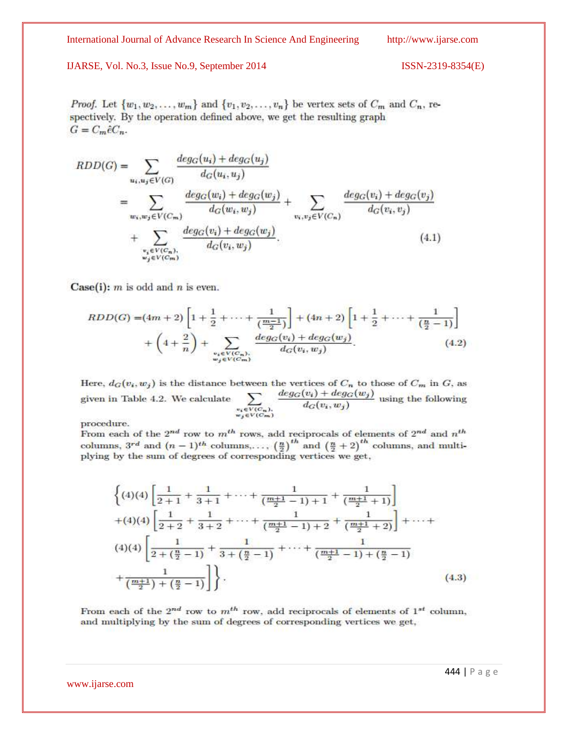*Proof.* Let $\{w_1, w_2, \ldots, w_m\}$ and $\{v_1, v_2, \ldots, v_n\}$ be vertex sets of $C_m$ and $C_n$, respectively. By the operation defined above, we get the resulting graph $G = C_m \hat{e} C_n$.

$$
\begin{aligned}
RDD(G) &= \sum_{u_i, u_j \in V(G)} \frac{deg_G(u_i) + deg_G(u_j)}{d_G(u_i, u_j)} \\
&= \sum_{w_i, w_j \in V(C_m)} \frac{deg_G(w_i) + deg_G(w_j)}{d_G(w_i, w_j)} + \sum_{v_i, v_j \in V(C_n)} \frac{deg_G(v_i) + deg_G(v_j)}{d_G(v_i, v_j)} \\
&\quad + \sum_{\substack{v_i \in V(C_n), \\ w_j \in V(C_m)}} \frac{deg_G(v_i) + deg_G(w_j)}{d_G(v_i, w_j)}. \qquad (4.1)
\end{aligned}
$$

**Case(i):** $m$ is odd and $n$ is even.

$$
\begin{aligned}
RDD(G) =& (4m + 2)\left[1 + \frac{1}{2} + \cdots + \frac{1}{(\frac{m-1}{2})}\right] + (4n + 2)\left[1 + \frac{1}{2} + \cdots + \frac{1}{(\frac{n}{2} - 1)}\right] \\
&+ \left(4 + \frac{2}{n}\right) + \sum_{\substack{v_i \in V(C_n), \\ w_j \in V(C_m)}} \frac{deg_G(v_i) + deg_G(w_j)}{d_G(v_i, w_j)}. \qquad (4.2)
\end{aligned}
$$

Here, $d_G(v_i, w_j)$ is the distance between the vertices of $C_n$ to those of $C_m$ in $G$, as given in Table 4.2. We calculate $\sum_{\substack{v_i \in V(C_n), \\ w_j \in V(C_m)}} \frac{deg_G(v_i) + deg_G(w_j)}{d_G(v_i, w_j)}$ using the following procedure.

From each of the $2^{nd}$ row to $m^{th}$ rows, add reciprocals of elements of $2^{nd}$ and $n^{th}$ columns, $3^{rd}$ and $(n-1)^{th}$ columns,..., $(\frac{n}{2})^{th}$ and $(\frac{n}{2} + 2)^{th}$ columns, and multiplying by the sum of degrees of corresponding vertices we get,

$$
\begin{aligned}
&\Bigg\{(4)(4)\left[\frac{1}{2+1} + \frac{1}{3+1} + \cdots + \frac{1}{(\frac{m+1}{2} - 1) + 1} + \frac{1}{(\frac{m+1}{2} + 1)}\right] \\
&+ (4)(4)\left[\frac{1}{2+2} + \frac{1}{3+2} + \cdots + \frac{1}{(\frac{m+1}{2} - 1) + 2} + \frac{1}{(\frac{m+1}{2} + 2)}\right] + \cdots + \\
&(4)(4)\Bigg[\frac{1}{2 + (\frac{n}{2} - 1)} + \frac{1}{3 + (\frac{n}{2} - 1)} + \cdots + \frac{1}{(\frac{m+1}{2} - 1) + (\frac{n}{2} - 1)} \\
&+ \frac{1}{(\frac{m+1}{2}) + (\frac{n}{2} - 1)}\Bigg]\Bigg\}. \qquad (4.3)
\end{aligned}
$$

From each of the $2^{nd}$ row to $m^{th}$ row, add reciprocals of elements of $1^{st}$ column, and multiplying by the sum of degrees of corresponding vertices we get,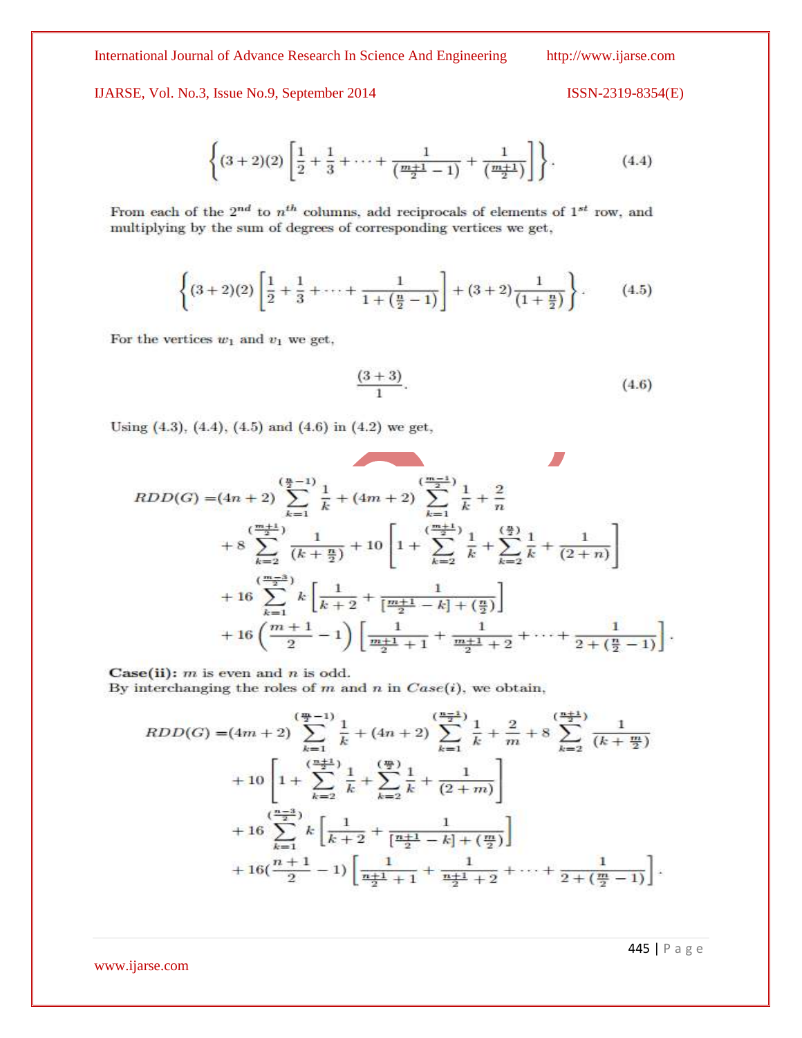$$\left\{(3+2)(2)\left[\frac{1}{2}+\frac{1}{3}+\cdots+\frac{1}{(\frac{m+1}{2}-1)}+\frac{1}{(\frac{m+1}{2})}\right]\right\}. \tag{4.4}$$

From each of the $2^{nd}$ to $n^{th}$ columns, add reciprocals of elements of $1^{st}$ row, and multiplying by the sum of degrees of corresponding vertices we get,

$$\left\{(3+2)(2)\left[\frac{1}{2}+\frac{1}{3}+\cdots+\frac{1}{1+(\frac{n}{2}-1)}\right]+(3+2)\frac{1}{(1+\frac{n}{2})}\right\}. \tag{4.5}$$

For the vertices $w_1$ and $v_1$ we get,

$$\frac{(3+3)}{1}. \tag{4.6}$$

Using (4.3), (4.4), (4.5) and (4.6) in (4.2) we get,

$$\begin{aligned}
RDD(G) =& (4n+2)\sum_{k=1}^{(\frac{n}{2}-1)}\frac{1}{k}+(4m+2)\sum_{k=1}^{(\frac{m-1}{2})}\frac{1}{k}+\frac{2}{n} \\
&+8\sum_{k=2}^{(\frac{m+1}{2})}\frac{1}{(k+\frac{n}{2})}+10\left[1+\sum_{k=2}^{(\frac{m+1}{2})}\frac{1}{k}+\sum_{k=2}^{(\frac{n}{2})}\frac{1}{k}+\frac{1}{(2+n)}\right] \\
&+16\sum_{k=1}^{(\frac{m-3}{2})}k\left[\frac{1}{k+2}+\frac{1}{[\frac{m+1}{2}-k]+(\frac{n}{2})}\right] \\
&+16\left(\frac{m+1}{2}-1\right)\left[\frac{1}{\frac{m+1}{2}+1}+\frac{1}{\frac{m+1}{2}+2}+\cdots+\frac{1}{2+(\frac{n}{2}-1)}\right].
\end{aligned}$$

**Case(ii):** $m$ is even and $n$ is odd.
By interchanging the roles of $m$ and $n$ in *Case*(i), we obtain,

$$\begin{aligned}
RDD(G) =& (4m+2)\sum_{k=1}^{(\frac{m}{2}-1)}\frac{1}{k}+(4n+2)\sum_{k=1}^{(\frac{n-1}{2})}\frac{1}{k}+\frac{2}{m}+8\sum_{k=2}^{(\frac{n+1}{2})}\frac{1}{(k+\frac{m}{2})} \\
&+10\left[1+\sum_{k=2}^{(\frac{n+1}{2})}\frac{1}{k}+\sum_{k=2}^{(\frac{m}{2})}\frac{1}{k}+\frac{1}{(2+m)}\right] \\
&+16\sum_{k=1}^{(\frac{n-3}{2})}k\left[\frac{1}{k+2}+\frac{1}{[\frac{n+1}{2}-k]+(\frac{m}{2})}\right] \\
&+16(\frac{n+1}{2}-1)\left[\frac{1}{\frac{n+1}{2}+1}+\frac{1}{\frac{n+1}{2}+2}+\cdots+\frac{1}{2+(\frac{m}{2}-1)}\right].
\end{aligned}$$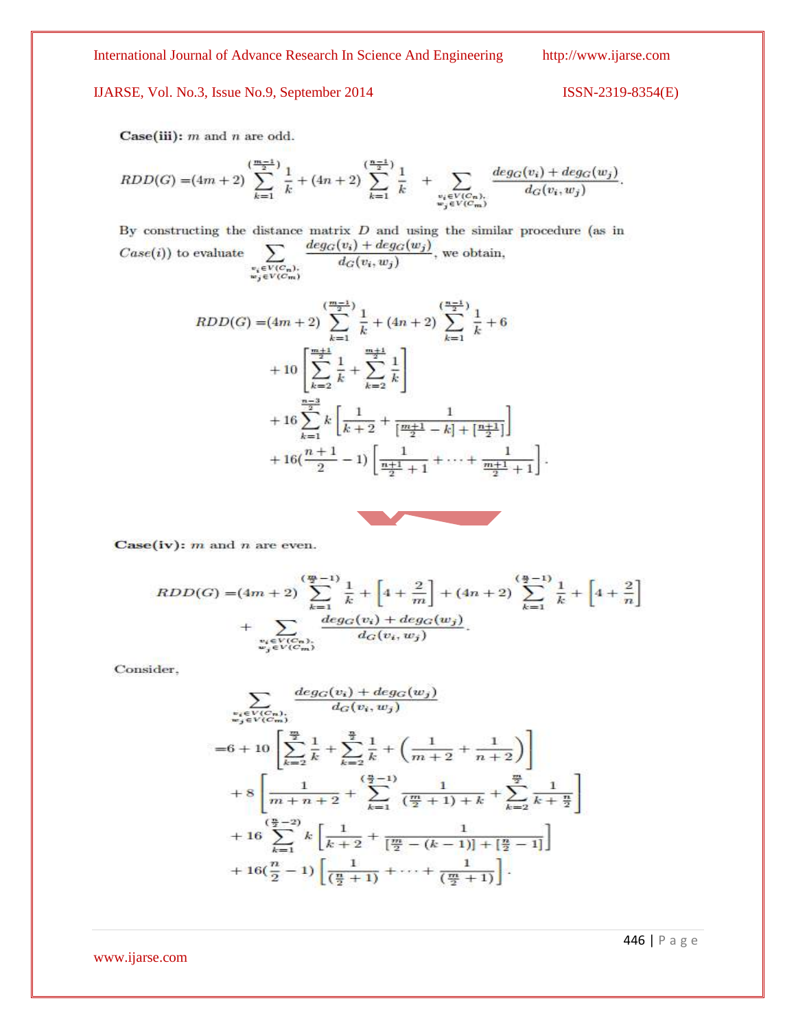**Case(iii):** $m$ and $n$ are odd.

$$RDD(G) = (4m+2)\sum_{k=1}^{(\frac{m-1}{2})}\frac{1}{k} + (4n+2)\sum_{k=1}^{(\frac{n-1}{2})}\frac{1}{k} + \sum_{\substack{v_i\in V(C_n),\\ w_j\in V(C_m)}}\frac{deg_G(v_i)+deg_G(w_j)}{d_G(v_i,w_j)}.$$

By constructing the distance matrix $D$ and using the similar procedure (as in $Case(i)$) to evaluate $\sum_{\substack{v_i\in V(C_n),\\ w_j\in V(C_m)}}\frac{deg_G(v_i)+deg_G(w_j)}{d_G(v_i,w_j)}$, we obtain,

$$\begin{aligned}
RDD(G) =& (4m+2)\sum_{k=1}^{(\frac{m-1}{2})}\frac{1}{k} + (4n+2)\sum_{k=1}^{(\frac{n-1}{2})}\frac{1}{k} + 6 \\
&+ 10\left[\sum_{k=2}^{\frac{m+1}{2}}\frac{1}{k} + \sum_{k=2}^{\frac{m+1}{2}}\frac{1}{k}\right] \\
&+ 16\sum_{k=1}^{\frac{n-3}{2}} k\left[\frac{1}{k+2} + \frac{1}{[\frac{m+1}{2}-k]+[\frac{n+1}{2}]}\right] \\
&+ 16\left(\frac{n+1}{2}-1\right)\left[\frac{1}{\frac{n+1}{2}+1} + \cdots + \frac{1}{\frac{m+1}{2}+1}\right].
\end{aligned}$$

**Case(iv):** $m$ and $n$ are even.

$$\begin{aligned}
RDD(G) =& (4m+2)\sum_{k=1}^{(\frac{m}{2}-1)}\frac{1}{k} + \left[4+\frac{2}{m}\right] + (4n+2)\sum_{k=1}^{(\frac{n}{2}-1)}\frac{1}{k} + \left[4+\frac{2}{n}\right] \\
&+ \sum_{\substack{v_i\in V(C_n),\\ w_j\in V(C_m)}}\frac{deg_G(v_i)+deg_G(w_j)}{d_G(v_i,w_j)}.
\end{aligned}$$

Consider,

$$\begin{aligned}
&\sum_{\substack{v_i\in V(C_n),\\ w_j\in V(C_m)}}\frac{deg_G(v_i)+deg_G(w_j)}{d_G(v_i,w_j)} \\
=& 6 + 10\left[\sum_{k=2}^{\frac{m}{2}}\frac{1}{k} + \sum_{k=2}^{\frac{n}{2}}\frac{1}{k} + \left(\frac{1}{m+2}+\frac{1}{n+2}\right)\right] \\
&+ 8\left[\frac{1}{m+n+2} + \sum_{k=1}^{(\frac{n}{2}-1)}\frac{1}{(\frac{m}{2}+1)+k} + \sum_{k=2}^{\frac{m}{2}}\frac{1}{k+\frac{n}{2}}\right] \\
&+ 16\sum_{k=1}^{(\frac{n}{2}-2)} k\left[\frac{1}{k+2} + \frac{1}{[\frac{m}{2}-(k-1)]+[\frac{n}{2}-1]}\right] \\
&+ 16\left(\frac{n}{2}-1\right)\left[\frac{1}{(\frac{n}{2}+1)} + \cdots + \frac{1}{(\frac{m}{2}+1)}\right].
\end{aligned}$$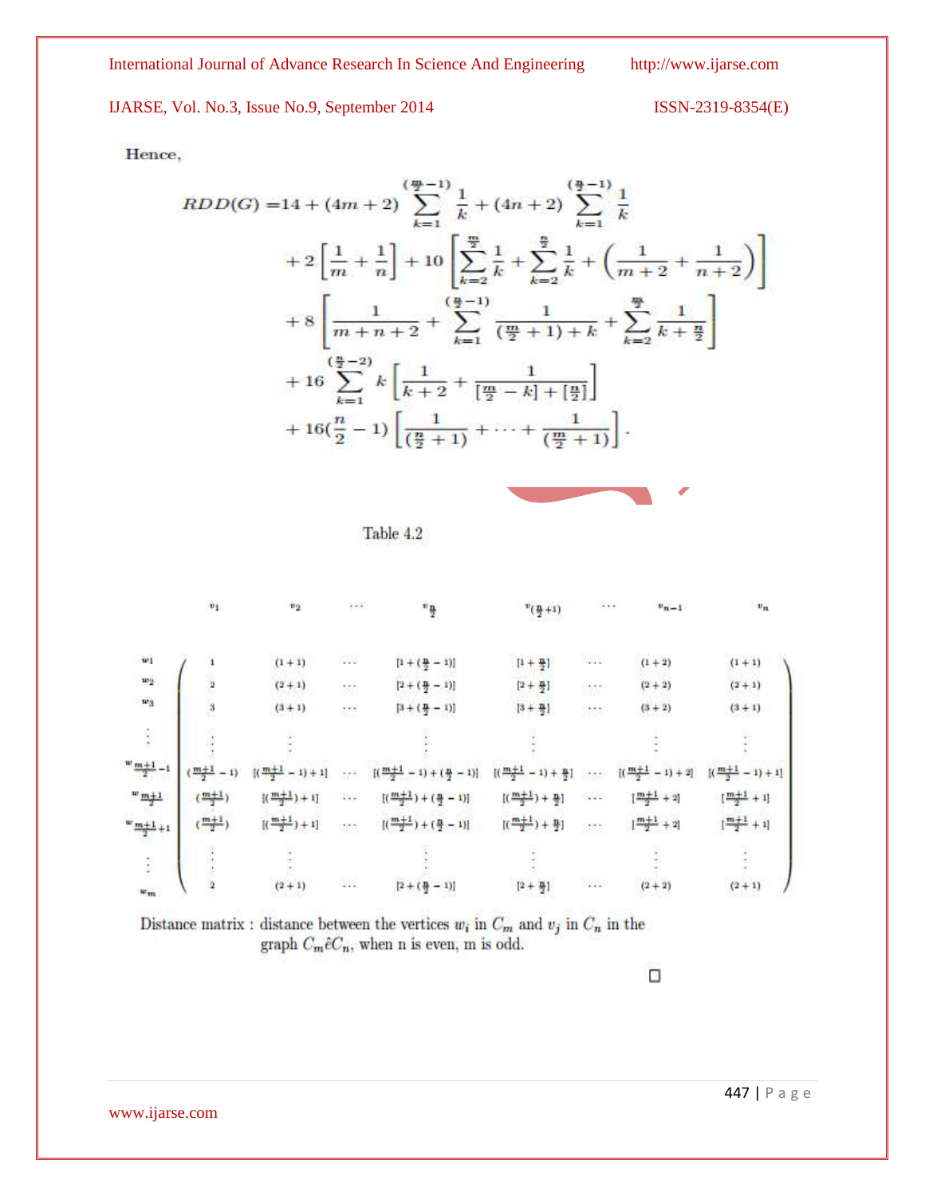Hence,

$$
\begin{aligned}
RDD(G) =& 14 + (4m+2)\sum_{k=1}^{(\frac{m}{2}-1)} \frac{1}{k} + (4n+2)\sum_{k=1}^{(\frac{n}{2}-1)} \frac{1}{k} \\
&+ 2\left[\frac{1}{m} + \frac{1}{n}\right] + 10\left[\sum_{k=2}^{\frac{m}{2}} \frac{1}{k} + \sum_{k=2}^{\frac{n}{2}} \frac{1}{k} + \left(\frac{1}{m+2} + \frac{1}{n+2}\right)\right] \\
&+ 8\left[\frac{1}{m+n+2} + \sum_{k=1}^{(\frac{n}{2}-1)} \frac{1}{(\frac{m}{2}+1)+k} + \sum_{k=2}^{\frac{m}{2}} \frac{1}{k+\frac{n}{2}}\right] \\
&+ 16\sum_{k=1}^{(\frac{n}{2}-2)} k\left[\frac{1}{k+2} + \frac{1}{[\frac{m}{2}-k]+[\frac{n}{2}]}\right] \\
&+ 16(\frac{n}{2}-1)\left[\frac{1}{(\frac{n}{2}+1)} + \cdots + \frac{1}{(\frac{m}{2}+1)}\right].
\end{aligned}
$$

Table 4.2

| | $v_1$ | $v_2$ | $\cdots$ | $v_{\frac{n}{2}}$ | $v_{(\frac{n}{2}+1)}$ | $\cdots$ | $v_{n-1}$ | $v_n$ |
|---|---|---|---|---|---|---|---|---|
| $w_1$ | $1$ | $(1+1)$ | $\cdots$ | $[1+(\frac{n}{2}-1)]$ | $[1+\frac{n}{2}]$ | $\cdots$ | $(1+2)$ | $(1+1)$ |
| $w_2$ | $2$ | $(2+1)$ | $\cdots$ | $[2+(\frac{n}{2}-1)]$ | $[2+\frac{n}{2}]$ | $\cdots$ | $(2+2)$ | $(2+1)$ |
| $w_3$ | $3$ | $(3+1)$ | $\cdots$ | $[3+(\frac{n}{2}-1)]$ | $[3+\frac{n}{2}]$ | $\cdots$ | $(3+2)$ | $(3+1)$ |
| $\vdots$ | $\vdots$ | $\vdots$ | | $\vdots$ | $\vdots$ | | $\vdots$ | $\vdots$ |
| $w_{\frac{m+1}{2}-1}$ | $(\frac{m+1}{2}-1)$ | $[(\frac{m+1}{2}-1)+1]$ | $\cdots$ | $[(\frac{m+1}{2}-1)+(\frac{n}{2}-1)]$ | $[(\frac{m+1}{2}-1)+\frac{n}{2}]$ | $\cdots$ | $[(\frac{m+1}{2}-1)+2]$ | $[(\frac{m+1}{2}-1)+1]$ |
| $w_{\frac{m+1}{2}}$ | $(\frac{m+1}{2})$ | $[(\frac{m+1}{2})+1]$ | $\cdots$ | $[(\frac{m+1}{2})+(\frac{n}{2}-1)]$ | $[(\frac{m+1}{2})+\frac{n}{2}]$ | $\cdots$ | $[\frac{m+1}{2}+2]$ | $[\frac{m+1}{2}+1]$ |
| $w_{\frac{m+1}{2}+1}$ | $(\frac{m+1}{2})$ | $[(\frac{m+1}{2})+1]$ | $\cdots$ | $[(\frac{m+1}{2})+(\frac{n}{2}-1)]$ | $[(\frac{m+1}{2})+\frac{n}{2}]$ | $\cdots$ | $[\frac{m+1}{2}+2]$ | $[\frac{m+1}{2}+1]$ |
| $\vdots$ | $\vdots$ | $\vdots$ | | $\vdots$ | $\vdots$ | | $\vdots$ | $\vdots$ |
| $w_m$ | $2$ | $(2+1)$ | $\cdots$ | $[2+(\frac{n}{2}-1)]$ | $[2+\frac{n}{2}]$ | $\cdots$ | $(2+2)$ | $(2+1)$ |

Distance matrix : distance between the vertices $w_i$ in $C_m$ and $v_j$ in $C_n$ in the graph $C_m \hat{c} C_n$, when n is even, m is odd.

□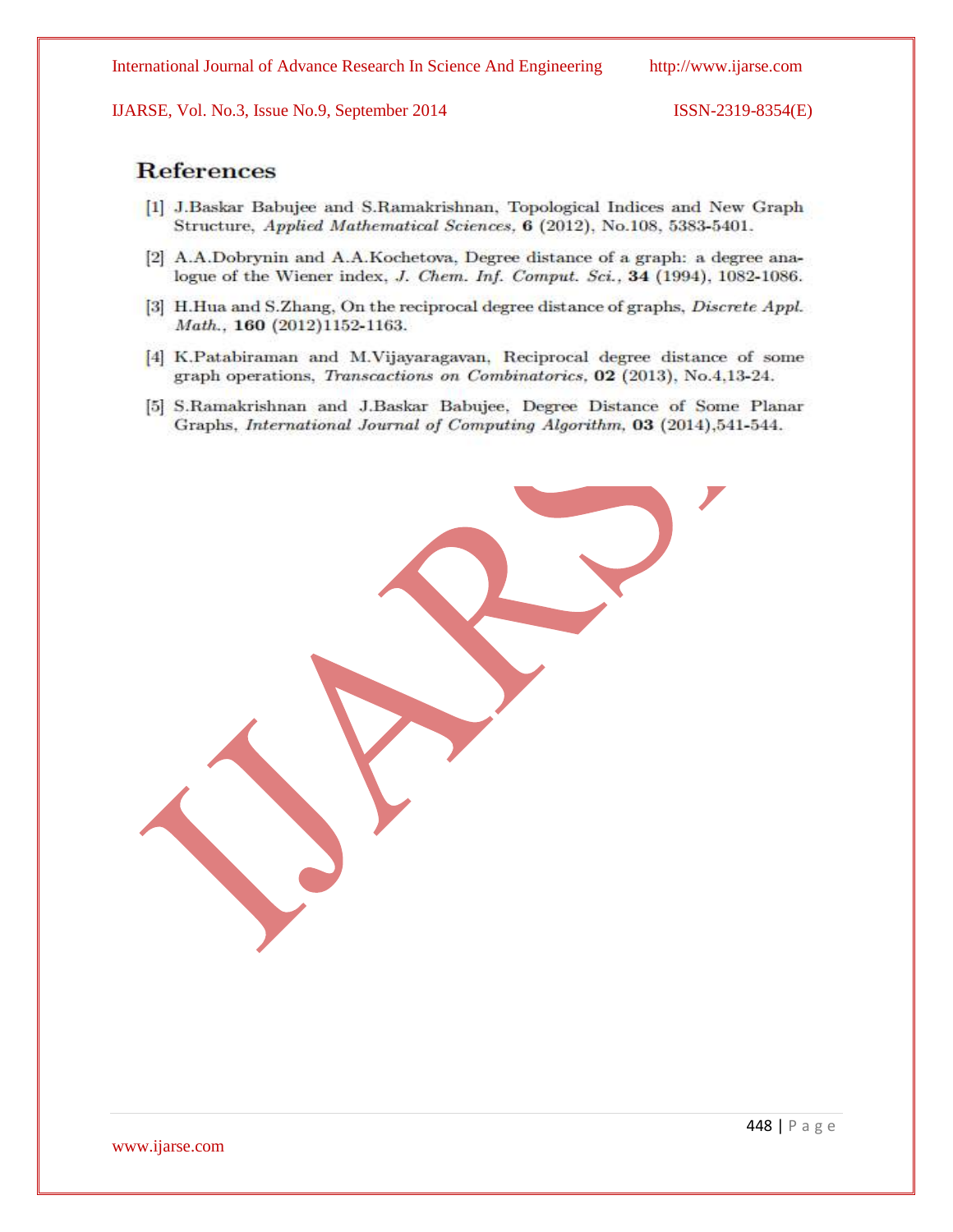# References

[1] J.Baskar Babujee and S.Ramakrishnan, Topological Indices and New Graph Structure, *Applied Mathematical Sciences*, **6** (2012), No.108, 5383-5401.

[2] A.A.Dobrynin and A.A.Kochetova, Degree distance of a graph: a degree analogue of the Wiener index, *J. Chem. Inf. Comput. Sci.*, **34** (1994), 1082-1086.

[3] H.Hua and S.Zhang, On the reciprocal degree distance of graphs, *Discrete Appl. Math.*, **160** (2012)1152-1163.

[4] K.Patabiraman and M.Vijayaragavan, Reciprocal degree distance of some graph operations, *Transcactions on Combinatorics*, **02** (2013), No.4,13-24.

[5] S.Ramakrishnan and J.Baskar Babujee, Degree Distance of Some Planar Graphs, *International Journal of Computing Algorithm*, **03** (2014),541-544.